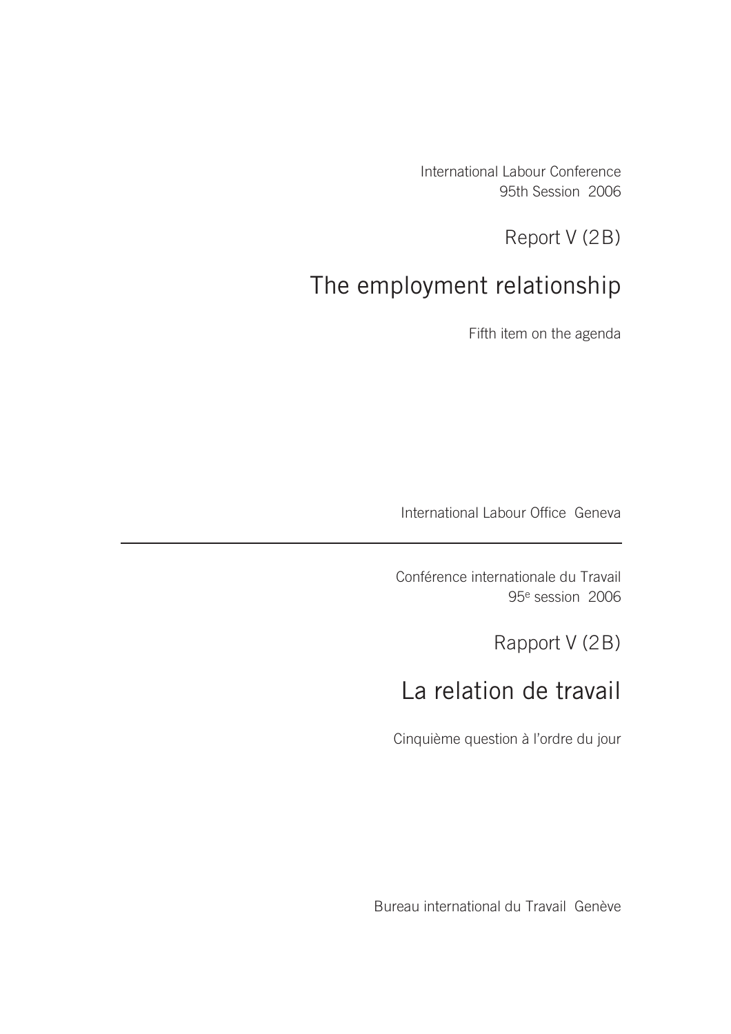International Labour Conference
95th Session 2006

Report V (2B)

# The employment relationship

Fifth item on the agenda

International Labour Office Geneva

---

Conférence internationale du Travail
95e session 2006

Rapport V (2B)

# La relation de travail

Cinquième question à l'ordre du jour

Bureau international du Travail Genève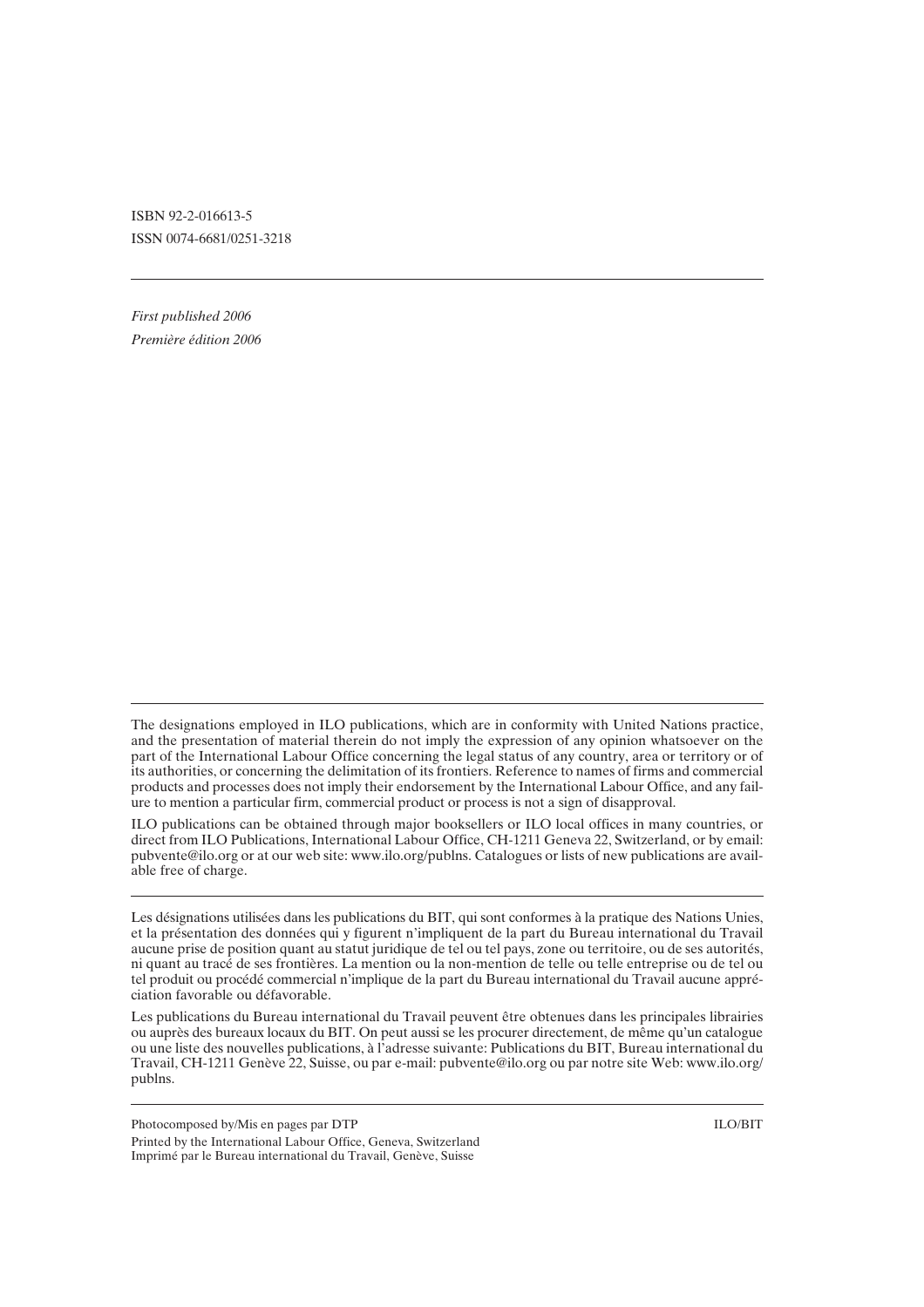ISBN 92-2-016613-5
ISSN 0074-6681/0251-3218

---

*First published 2006*
*Première édition 2006*

---

The designations employed in ILO publications, which are in conformity with United Nations practice, and the presentation of material therein do not imply the expression of any opinion whatsoever on the part of the International Labour Office concerning the legal status of any country, area or territory or of its authorities, or concerning the delimitation of its frontiers. Reference to names of firms and commercial products and processes does not imply their endorsement by the International Labour Office, and any failure to mention a particular firm, commercial product or process is not a sign of disapproval.

ILO publications can be obtained through major booksellers or ILO local offices in many countries, or direct from ILO Publications, International Labour Office, CH-1211 Geneva 22, Switzerland, or by email: pubvente@ilo.org or at our web site: www.ilo.org/publns. Catalogues or lists of new publications are available free of charge.

---

Les désignations utilisées dans les publications du BIT, qui sont conformes à la pratique des Nations Unies, et la présentation des données qui y figurent n'impliquent de la part du Bureau international du Travail aucune prise de position quant au statut juridique de tel ou tel pays, zone ou territoire, ou de ses autorités, ni quant au tracé de ses frontières. La mention ou la non-mention de telle ou telle entreprise ou de tel ou tel produit ou procédé commercial n'implique de la part du Bureau international du Travail aucune appréciation favorable ou défavorable.

Les publications du Bureau international du Travail peuvent être obtenues dans les principales librairies ou auprès des bureaux locaux du BIT. On peut aussi se les procurer directement, de même qu'un catalogue ou une liste des nouvelles publications, à l'adresse suivante: Publications du BIT, Bureau international du Travail, CH-1211 Genève 22, Suisse, ou par e-mail: pubvente@ilo.org ou par notre site Web: www.ilo.org/publns.

---

Photocomposed by/Mis en pages par DTP — ILO/BIT

Printed by the International Labour Office, Geneva, Switzerland
Imprimé par le Bureau international du Travail, Genève, Suisse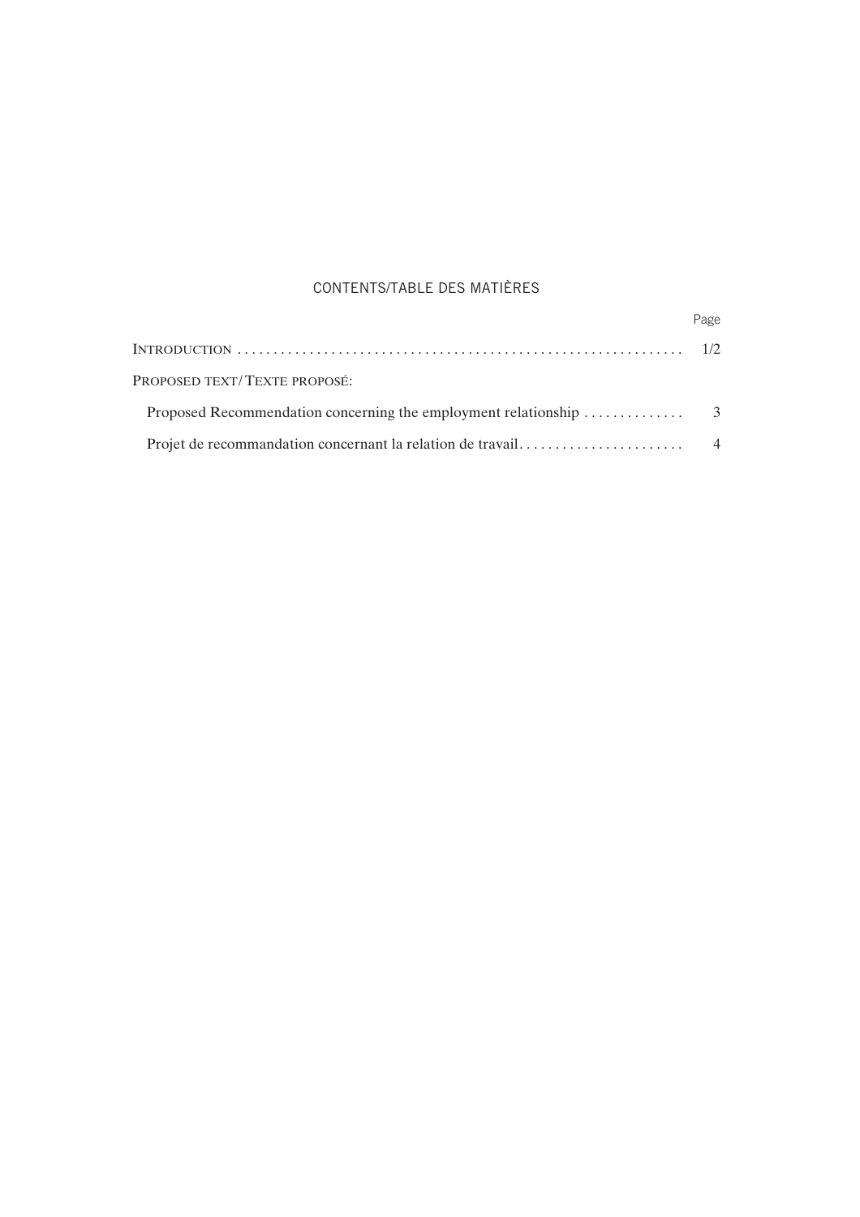# CONTENTS/TABLE DES MATIÈRES

| | Page |
|---|---|
| INTRODUCTION | 1/2 |
| PROPOSED TEXT/TEXTE PROPOSÉ: | |
| Proposed Recommendation concerning the employment relationship | 3 |
| Projet de recommandation concernant la relation de travail | 4 |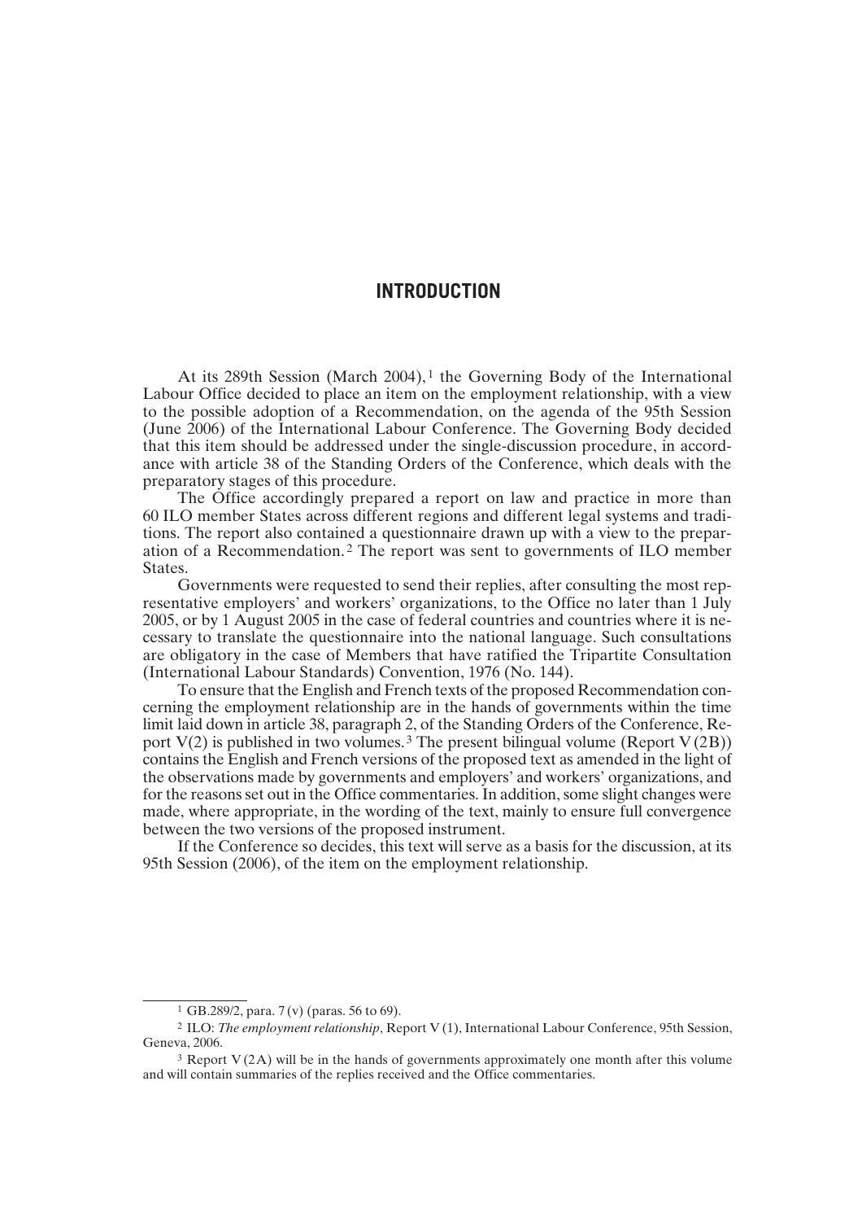# INTRODUCTION

At its 289th Session (March 2004),[1] the Governing Body of the International Labour Office decided to place an item on the employment relationship, with a view to the possible adoption of a Recommendation, on the agenda of the 95th Session (June 2006) of the International Labour Conference. The Governing Body decided that this item should be addressed under the single-discussion procedure, in accordance with article 38 of the Standing Orders of the Conference, which deals with the preparatory stages of this procedure.

The Office accordingly prepared a report on law and practice in more than 60 ILO member States across different regions and different legal systems and traditions. The report also contained a questionnaire drawn up with a view to the preparation of a Recommendation.[2] The report was sent to governments of ILO member States.

Governments were requested to send their replies, after consulting the most representative employers' and workers' organizations, to the Office no later than 1 July 2005, or by 1 August 2005 in the case of federal countries and countries where it is necessary to translate the questionnaire into the national language. Such consultations are obligatory in the case of Members that have ratified the Tripartite Consultation (International Labour Standards) Convention, 1976 (No. 144).

To ensure that the English and French texts of the proposed Recommendation concerning the employment relationship are in the hands of governments within the time limit laid down in article 38, paragraph 2, of the Standing Orders of the Conference, Report V(2) is published in two volumes.[3] The present bilingual volume (Report V (2B)) contains the English and French versions of the proposed text as amended in the light of the observations made by governments and employers' and workers' organizations, and for the reasons set out in the Office commentaries. In addition, some slight changes were made, where appropriate, in the wording of the text, mainly to ensure full convergence between the two versions of the proposed instrument.

If the Conference so decides, this text will serve as a basis for the discussion, at its 95th Session (2006), of the item on the employment relationship.

---

[1] GB.289/2, para. 7 (v) (paras. 56 to 69).

[2] ILO: *The employment relationship*, Report V (1), International Labour Conference, 95th Session, Geneva, 2006.

[3] Report V (2A) will be in the hands of governments approximately one month after this volume and will contain summaries of the replies received and the Office commentaries.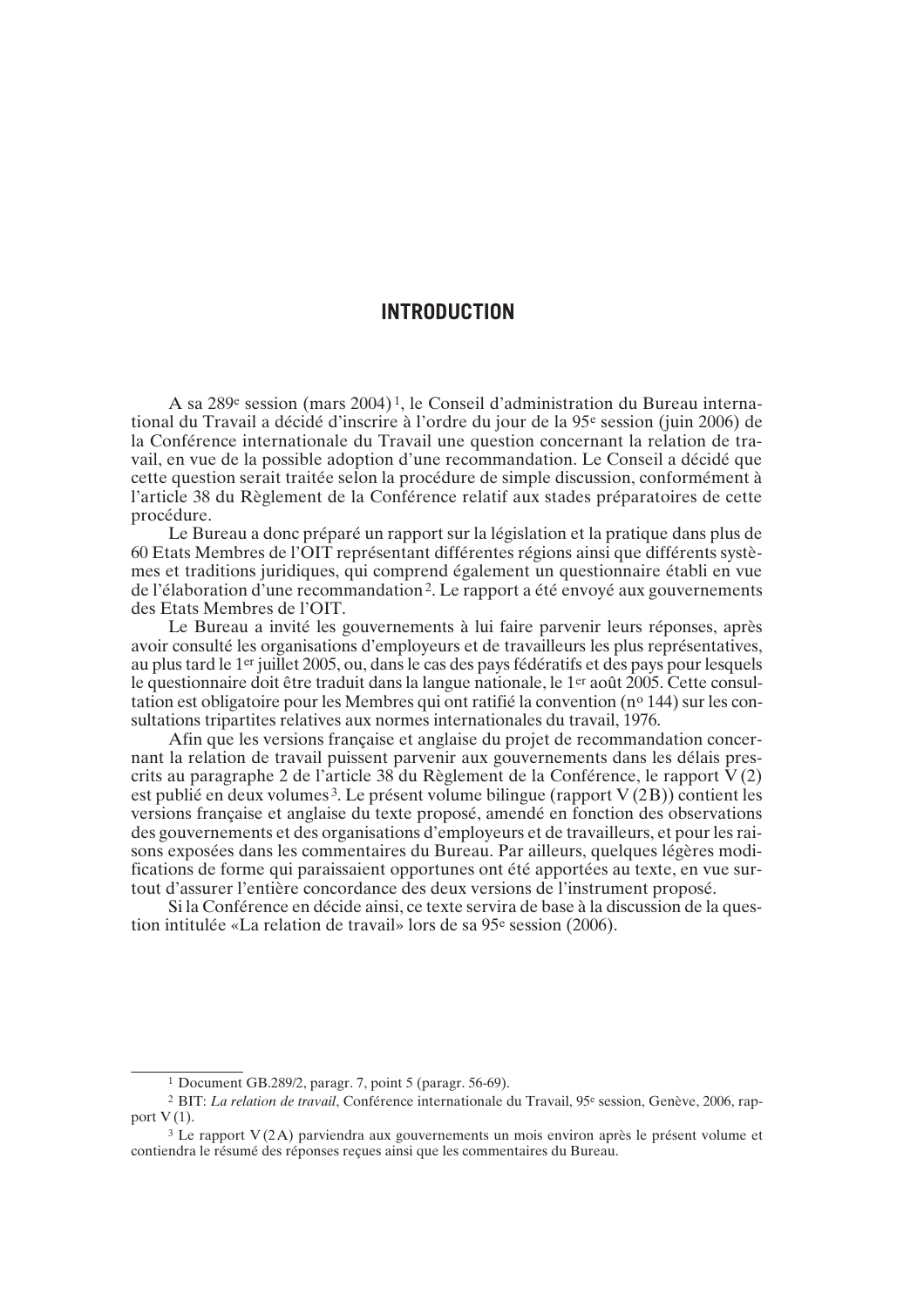# INTRODUCTION

A sa 289e session (mars 2004)[1], le Conseil d'administration du Bureau international du Travail a décidé d'inscrire à l'ordre du jour de la 95e session (juin 2006) de la Conférence internationale du Travail une question concernant la relation de travail, en vue de la possible adoption d'une recommandation. Le Conseil a décidé que cette question serait traitée selon la procédure de simple discussion, conformément à l'article 38 du Règlement de la Conférence relatif aux stades préparatoires de cette procédure.

Le Bureau a donc préparé un rapport sur la législation et la pratique dans plus de 60 Etats Membres de l'OIT représentant différentes régions ainsi que différents systèmes et traditions juridiques, qui comprend également un questionnaire établi en vue de l'élaboration d'une recommandation[2]. Le rapport a été envoyé aux gouvernements des Etats Membres de l'OIT.

Le Bureau a invité les gouvernements à lui faire parvenir leurs réponses, après avoir consulté les organisations d'employeurs et de travailleurs les plus représentatives, au plus tard le 1er juillet 2005, ou, dans le cas des pays fédératifs et des pays pour lesquels le questionnaire doit être traduit dans la langue nationale, le 1er août 2005. Cette consultation est obligatoire pour les Membres qui ont ratifié la convention (no 144) sur les consultations tripartites relatives aux normes internationales du travail, 1976.

Afin que les versions française et anglaise du projet de recommandation concernant la relation de travail puissent parvenir aux gouvernements dans les délais prescrits au paragraphe 2 de l'article 38 du Règlement de la Conférence, le rapport V (2) est publié en deux volumes[3]. Le présent volume bilingue (rapport V (2B)) contient les versions française et anglaise du texte proposé, amendé en fonction des observations des gouvernements et des organisations d'employeurs et de travailleurs, et pour les raisons exposées dans les commentaires du Bureau. Par ailleurs, quelques légères modifications de forme qui paraissaient opportunes ont été apportées au texte, en vue surtout d'assurer l'entière concordance des deux versions de l'instrument proposé.

Si la Conférence en décide ainsi, ce texte servira de base à la discussion de la question intitulée «La relation de travail» lors de sa 95e session (2006).

---

[1] Document GB.289/2, paragr. 7, point 5 (paragr. 56-69).

[2] BIT: *La relation de travail*, Conférence internationale du Travail, 95e session, Genève, 2006, rapport V (1).

[3] Le rapport V (2A) parviendra aux gouvernements un mois environ après le présent volume et contiendra le résumé des réponses reçues ainsi que les commentaires du Bureau.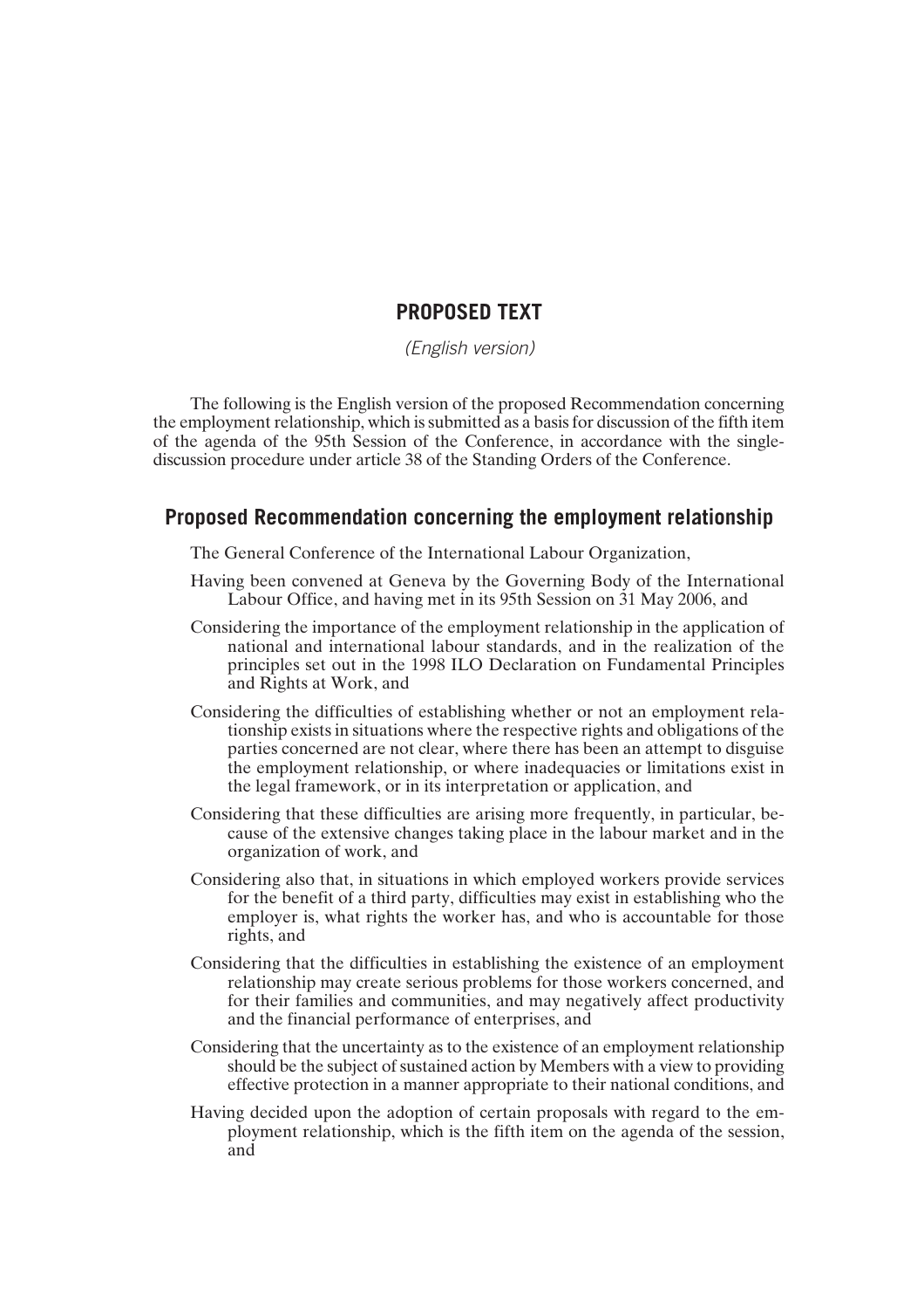# PROPOSED TEXT

*(English version)*

The following is the English version of the proposed Recommendation concerning the employment relationship, which is submitted as a basis for discussion of the fifth item of the agenda of the 95th Session of the Conference, in accordance with the single-discussion procedure under article 38 of the Standing Orders of the Conference.

## Proposed Recommendation concerning the employment relationship

The General Conference of the International Labour Organization,

Having been convened at Geneva by the Governing Body of the International Labour Office, and having met in its 95th Session on 31 May 2006, and

Considering the importance of the employment relationship in the application of national and international labour standards, and in the realization of the principles set out in the 1998 ILO Declaration on Fundamental Principles and Rights at Work, and

Considering the difficulties of establishing whether or not an employment relationship exists in situations where the respective rights and obligations of the parties concerned are not clear, where there has been an attempt to disguise the employment relationship, or where inadequacies or limitations exist in the legal framework, or in its interpretation or application, and

Considering that these difficulties are arising more frequently, in particular, because of the extensive changes taking place in the labour market and in the organization of work, and

Considering also that, in situations in which employed workers provide services for the benefit of a third party, difficulties may exist in establishing who the employer is, what rights the worker has, and who is accountable for those rights, and

Considering that the difficulties in establishing the existence of an employment relationship may create serious problems for those workers concerned, and for their families and communities, and may negatively affect productivity and the financial performance of enterprises, and

Considering that the uncertainty as to the existence of an employment relationship should be the subject of sustained action by Members with a view to providing effective protection in a manner appropriate to their national conditions, and

Having decided upon the adoption of certain proposals with regard to the employment relationship, which is the fifth item on the agenda of the session, and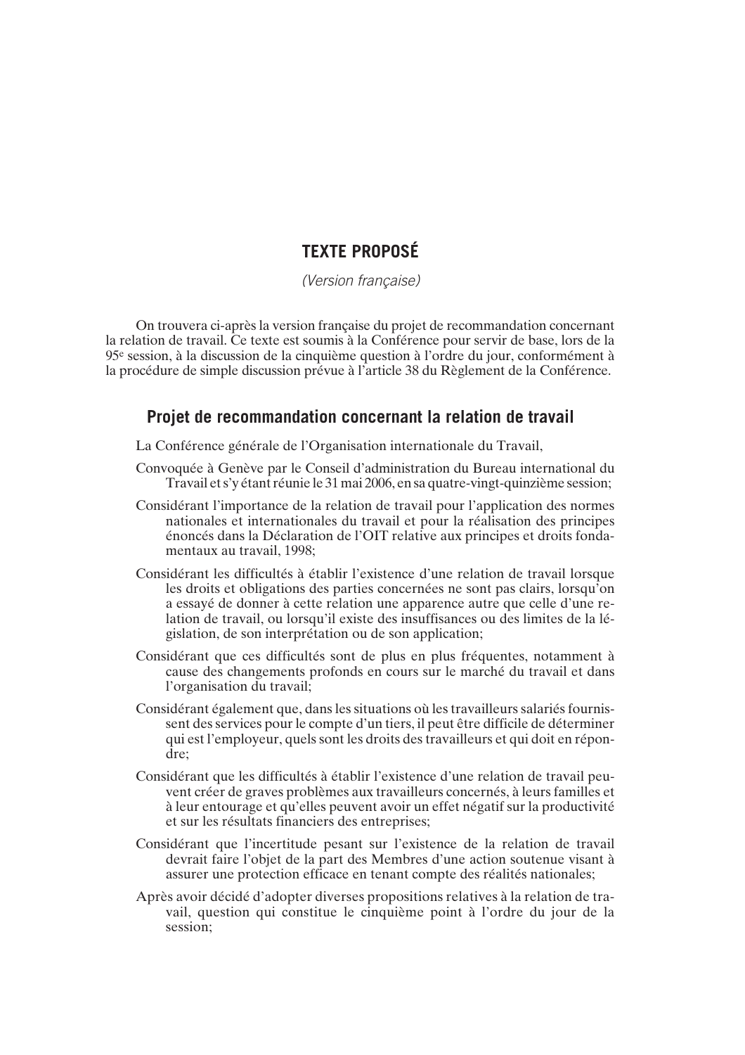## TEXTE PROPOSÉ

*(Version française)*

On trouvera ci-après la version française du projet de recommandation concernant la relation de travail. Ce texte est soumis à la Conférence pour servir de base, lors de la 95e session, à la discussion de la cinquième question à l'ordre du jour, conformément à la procédure de simple discussion prévue à l'article 38 du Règlement de la Conférence.

### Projet de recommandation concernant la relation de travail

La Conférence générale de l'Organisation internationale du Travail,

Convoquée à Genève par le Conseil d'administration du Bureau international du Travail et s'y étant réunie le 31 mai 2006, en sa quatre-vingt-quinzième session;

Considérant l'importance de la relation de travail pour l'application des normes nationales et internationales du travail et pour la réalisation des principes énoncés dans la Déclaration de l'OIT relative aux principes et droits fondamentaux au travail, 1998;

Considérant les difficultés à établir l'existence d'une relation de travail lorsque les droits et obligations des parties concernées ne sont pas clairs, lorsqu'on a essayé de donner à cette relation une apparence autre que celle d'une relation de travail, ou lorsqu'il existe des insuffisances ou des limites de la législation, de son interprétation ou de son application;

Considérant que ces difficultés sont de plus en plus fréquentes, notamment à cause des changements profonds en cours sur le marché du travail et dans l'organisation du travail;

Considérant également que, dans les situations où les travailleurs salariés fournissent des services pour le compte d'un tiers, il peut être difficile de déterminer qui est l'employeur, quels sont les droits des travailleurs et qui doit en répondre;

Considérant que les difficultés à établir l'existence d'une relation de travail peuvent créer de graves problèmes aux travailleurs concernés, à leurs familles et à leur entourage et qu'elles peuvent avoir un effet négatif sur la productivité et sur les résultats financiers des entreprises;

Considérant que l'incertitude pesant sur l'existence de la relation de travail devrait faire l'objet de la part des Membres d'une action soutenue visant à assurer une protection efficace en tenant compte des réalités nationales;

Après avoir décidé d'adopter diverses propositions relatives à la relation de travail, question qui constitue le cinquième point à l'ordre du jour de la session;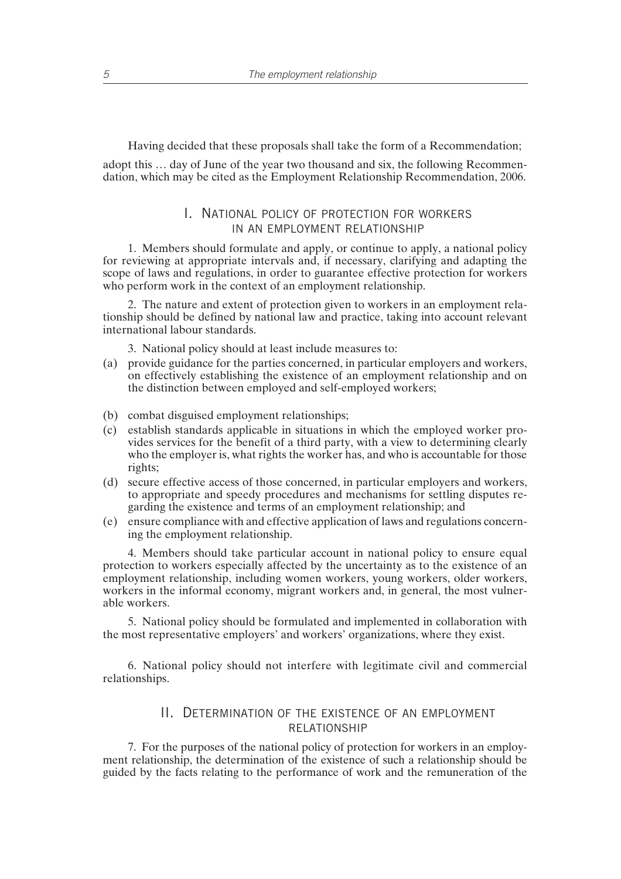Having decided that these proposals shall take the form of a Recommendation;

adopt this … day of June of the year two thousand and six, the following Recommendation, which may be cited as the Employment Relationship Recommendation, 2006.

## I. National policy of protection for workers in an employment relationship

1. Members should formulate and apply, or continue to apply, a national policy for reviewing at appropriate intervals and, if necessary, clarifying and adapting the scope of laws and regulations, in order to guarantee effective protection for workers who perform work in the context of an employment relationship.

2. The nature and extent of protection given to workers in an employment relationship should be defined by national law and practice, taking into account relevant international labour standards.

3. National policy should at least include measures to:

(a) provide guidance for the parties concerned, in particular employers and workers, on effectively establishing the existence of an employment relationship and on the distinction between employed and self-employed workers;

(b) combat disguised employment relationships;

(c) establish standards applicable in situations in which the employed worker provides services for the benefit of a third party, with a view to determining clearly who the employer is, what rights the worker has, and who is accountable for those rights;

(d) secure effective access of those concerned, in particular employers and workers, to appropriate and speedy procedures and mechanisms for settling disputes regarding the existence and terms of an employment relationship; and

(e) ensure compliance with and effective application of laws and regulations concerning the employment relationship.

4. Members should take particular account in national policy to ensure equal protection to workers especially affected by the uncertainty as to the existence of an employment relationship, including women workers, young workers, older workers, workers in the informal economy, migrant workers and, in general, the most vulnerable workers.

5. National policy should be formulated and implemented in collaboration with the most representative employers' and workers' organizations, where they exist.

6. National policy should not interfere with legitimate civil and commercial relationships.

## II. Determination of the existence of an employment relationship

7. For the purposes of the national policy of protection for workers in an employment relationship, the determination of the existence of such a relationship should be guided by the facts relating to the performance of work and the remuneration of the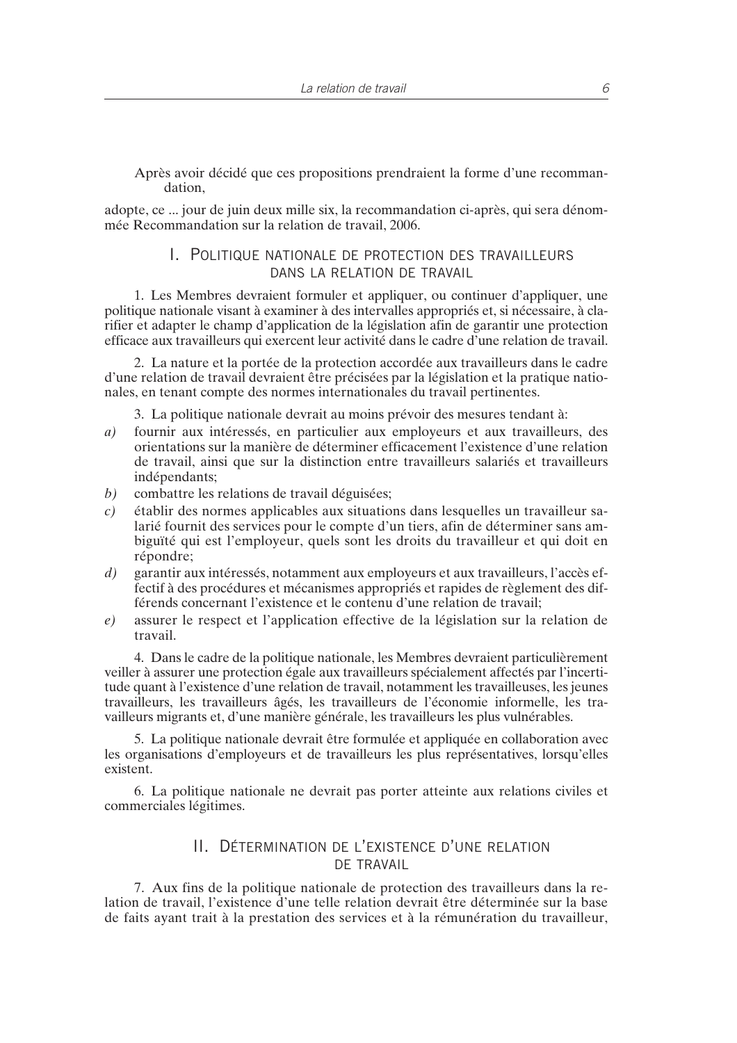Après avoir décidé que ces propositions prendraient la forme d'une recommandation,

adopte, ce ... jour de juin deux mille six, la recommandation ci-après, qui sera dénommée Recommandation sur la relation de travail, 2006.

## I. Politique nationale de protection des travailleurs dans la relation de travail

1. Les Membres devraient formuler et appliquer, ou continuer d'appliquer, une politique nationale visant à examiner à des intervalles appropriés et, si nécessaire, à clarifier et adapter le champ d'application de la législation afin de garantir une protection efficace aux travailleurs qui exercent leur activité dans le cadre d'une relation de travail.

2. La nature et la portée de la protection accordée aux travailleurs dans le cadre d'une relation de travail devraient être précisées par la législation et la pratique nationales, en tenant compte des normes internationales du travail pertinentes.

3. La politique nationale devrait au moins prévoir des mesures tendant à:

*a)* fournir aux intéressés, en particulier aux employeurs et aux travailleurs, des orientations sur la manière de déterminer efficacement l'existence d'une relation de travail, ainsi que sur la distinction entre travailleurs salariés et travailleurs indépendants;

*b)* combattre les relations de travail déguisées;

*c)* établir des normes applicables aux situations dans lesquelles un travailleur salarié fournit des services pour le compte d'un tiers, afin de déterminer sans ambiguïté qui est l'employeur, quels sont les droits du travailleur et qui doit en répondre;

*d)* garantir aux intéressés, notamment aux employeurs et aux travailleurs, l'accès effectif à des procédures et mécanismes appropriés et rapides de règlement des différends concernant l'existence et le contenu d'une relation de travail;

*e)* assurer le respect et l'application effective de la législation sur la relation de travail.

4. Dans le cadre de la politique nationale, les Membres devraient particulièrement veiller à assurer une protection égale aux travailleurs spécialement affectés par l'incertitude quant à l'existence d'une relation de travail, notamment les travailleuses, les jeunes travailleurs, les travailleurs âgés, les travailleurs de l'économie informelle, les travailleurs migrants et, d'une manière générale, les travailleurs les plus vulnérables.

5. La politique nationale devrait être formulée et appliquée en collaboration avec les organisations d'employeurs et de travailleurs les plus représentatives, lorsqu'elles existent.

6. La politique nationale ne devrait pas porter atteinte aux relations civiles et commerciales légitimes.

## II. Détermination de l'existence d'une relation de travail

7. Aux fins de la politique nationale de protection des travailleurs dans la relation de travail, l'existence d'une telle relation devrait être déterminée sur la base de faits ayant trait à la prestation des services et à la rémunération du travailleur,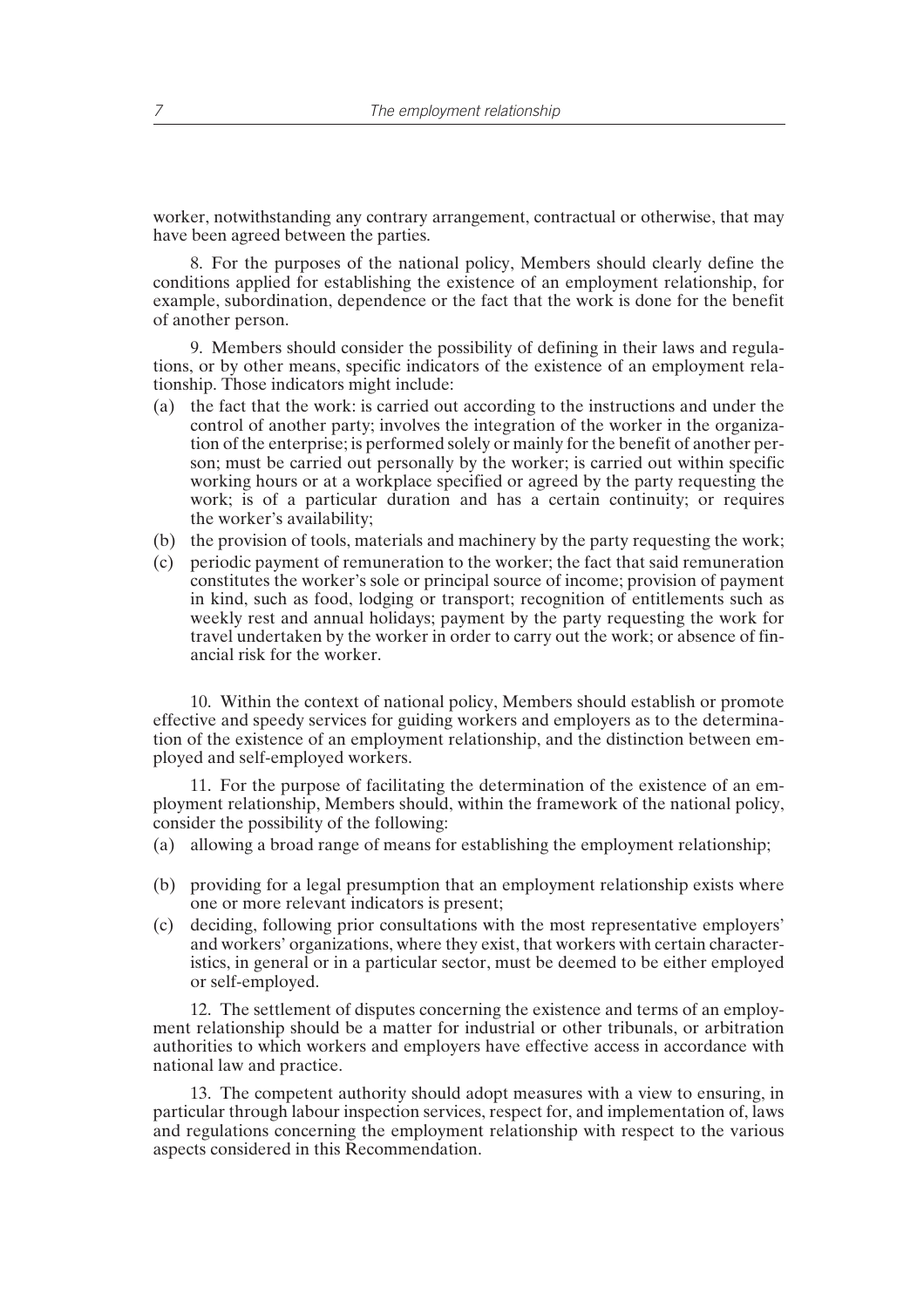worker, notwithstanding any contrary arrangement, contractual or otherwise, that may have been agreed between the parties.

8. For the purposes of the national policy, Members should clearly define the conditions applied for establishing the existence of an employment relationship, for example, subordination, dependence or the fact that the work is done for the benefit of another person.

9. Members should consider the possibility of defining in their laws and regulations, or by other means, specific indicators of the existence of an employment relationship. Those indicators might include:

(a) the fact that the work: is carried out according to the instructions and under the control of another party; involves the integration of the worker in the organization of the enterprise; is performed solely or mainly for the benefit of another person; must be carried out personally by the worker; is carried out within specific working hours or at a workplace specified or agreed by the party requesting the work; is of a particular duration and has a certain continuity; or requires the worker's availability;

(b) the provision of tools, materials and machinery by the party requesting the work;

(c) periodic payment of remuneration to the worker; the fact that said remuneration constitutes the worker's sole or principal source of income; provision of payment in kind, such as food, lodging or transport; recognition of entitlements such as weekly rest and annual holidays; payment by the party requesting the work for travel undertaken by the worker in order to carry out the work; or absence of financial risk for the worker.

10. Within the context of national policy, Members should establish or promote effective and speedy services for guiding workers and employers as to the determination of the existence of an employment relationship, and the distinction between employed and self-employed workers.

11. For the purpose of facilitating the determination of the existence of an employment relationship, Members should, within the framework of the national policy, consider the possibility of the following:

(a) allowing a broad range of means for establishing the employment relationship;

(b) providing for a legal presumption that an employment relationship exists where one or more relevant indicators is present;

(c) deciding, following prior consultations with the most representative employers' and workers' organizations, where they exist, that workers with certain characteristics, in general or in a particular sector, must be deemed to be either employed or self-employed.

12. The settlement of disputes concerning the existence and terms of an employment relationship should be a matter for industrial or other tribunals, or arbitration authorities to which workers and employers have effective access in accordance with national law and practice.

13. The competent authority should adopt measures with a view to ensuring, in particular through labour inspection services, respect for, and implementation of, laws and regulations concerning the employment relationship with respect to the various aspects considered in this Recommendation.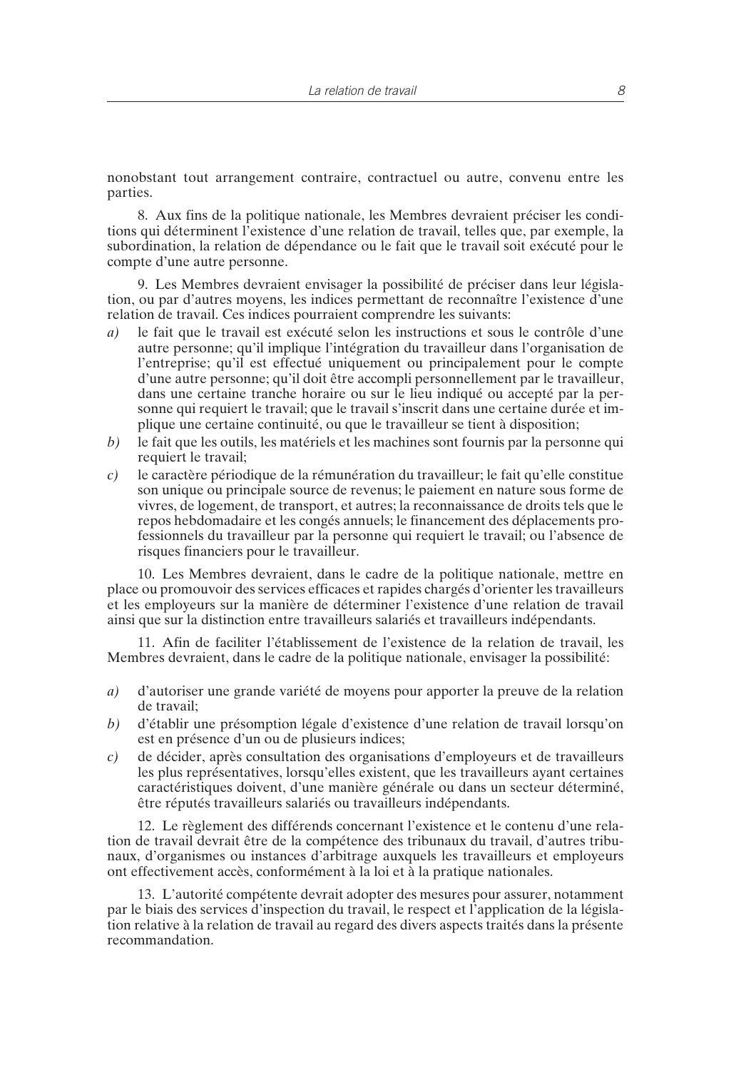nonobstant tout arrangement contraire, contractuel ou autre, convenu entre les parties.

8. Aux fins de la politique nationale, les Membres devraient préciser les conditions qui déterminent l'existence d'une relation de travail, telles que, par exemple, la subordination, la relation de dépendance ou le fait que le travail soit exécuté pour le compte d'une autre personne.

9. Les Membres devraient envisager la possibilité de préciser dans leur législation, ou par d'autres moyens, les indices permettant de reconnaître l'existence d'une relation de travail. Ces indices pourraient comprendre les suivants:

*a)* le fait que le travail est exécuté selon les instructions et sous le contrôle d'une autre personne; qu'il implique l'intégration du travailleur dans l'organisation de l'entreprise; qu'il est effectué uniquement ou principalement pour le compte d'une autre personne; qu'il doit être accompli personnellement par le travailleur, dans une certaine tranche horaire ou sur le lieu indiqué ou accepté par la personne qui requiert le travail; que le travail s'inscrit dans une certaine durée et implique une certaine continuité, ou que le travailleur se tient à disposition;

*b)* le fait que les outils, les matériels et les machines sont fournis par la personne qui requiert le travail;

*c)* le caractère périodique de la rémunération du travailleur; le fait qu'elle constitue son unique ou principale source de revenus; le paiement en nature sous forme de vivres, de logement, de transport, et autres; la reconnaissance de droits tels que le repos hebdomadaire et les congés annuels; le financement des déplacements professionnels du travailleur par la personne qui requiert le travail; ou l'absence de risques financiers pour le travailleur.

10. Les Membres devraient, dans le cadre de la politique nationale, mettre en place ou promouvoir des services efficaces et rapides chargés d'orienter les travailleurs et les employeurs sur la manière de déterminer l'existence d'une relation de travail ainsi que sur la distinction entre travailleurs salariés et travailleurs indépendants.

11. Afin de faciliter l'établissement de l'existence de la relation de travail, les Membres devraient, dans le cadre de la politique nationale, envisager la possibilité:

*a)* d'autoriser une grande variété de moyens pour apporter la preuve de la relation de travail;

*b)* d'établir une présomption légale d'existence d'une relation de travail lorsqu'on est en présence d'un ou de plusieurs indices;

*c)* de décider, après consultation des organisations d'employeurs et de travailleurs les plus représentatives, lorsqu'elles existent, que les travailleurs ayant certaines caractéristiques doivent, d'une manière générale ou dans un secteur déterminé, être réputés travailleurs salariés ou travailleurs indépendants.

12. Le règlement des différends concernant l'existence et le contenu d'une relation de travail devrait être de la compétence des tribunaux du travail, d'autres tribunaux, d'organismes ou instances d'arbitrage auxquels les travailleurs et employeurs ont effectivement accès, conformément à la loi et à la pratique nationales.

13. L'autorité compétente devrait adopter des mesures pour assurer, notamment par le biais des services d'inspection du travail, le respect et l'application de la législation relative à la relation de travail au regard des divers aspects traités dans la présente recommandation.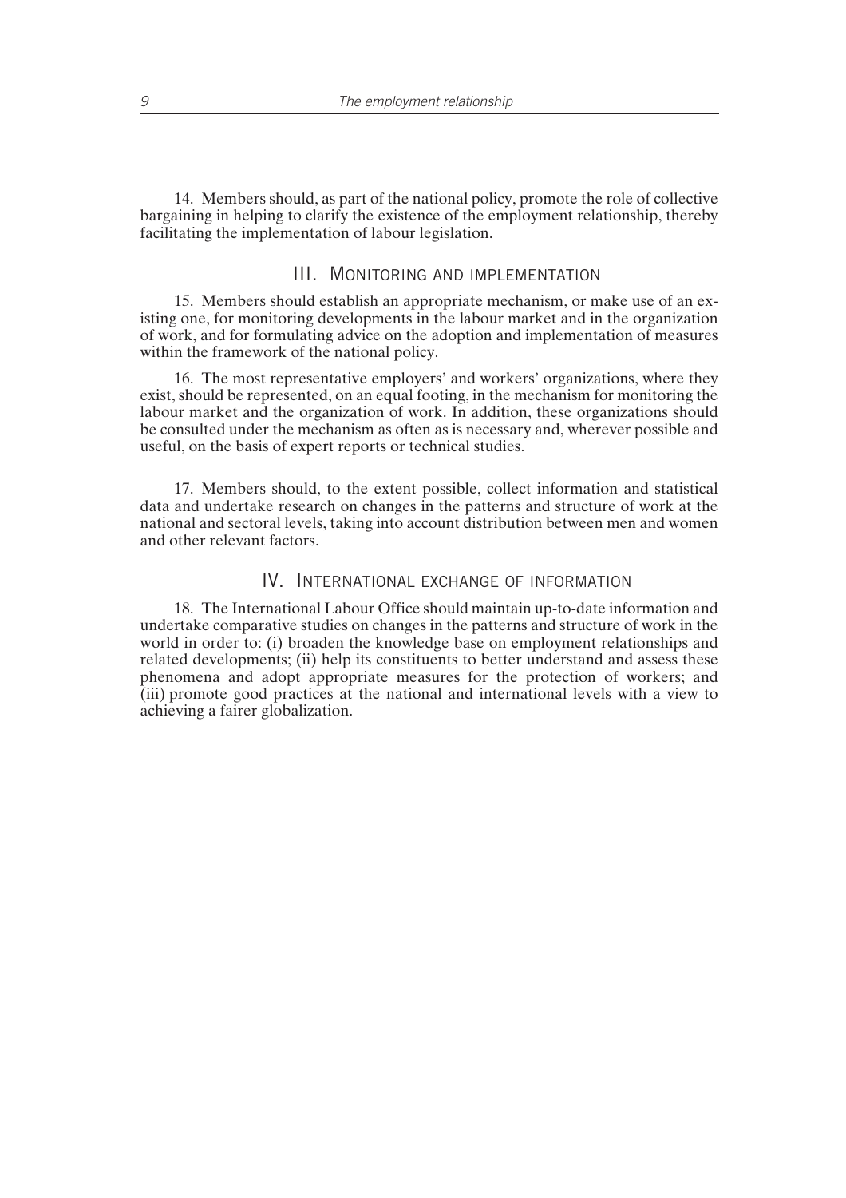14. Members should, as part of the national policy, promote the role of collective bargaining in helping to clarify the existence of the employment relationship, thereby facilitating the implementation of labour legislation.

## III. Monitoring and implementation

15. Members should establish an appropriate mechanism, or make use of an existing one, for monitoring developments in the labour market and in the organization of work, and for formulating advice on the adoption and implementation of measures within the framework of the national policy.

16. The most representative employers' and workers' organizations, where they exist, should be represented, on an equal footing, in the mechanism for monitoring the labour market and the organization of work. In addition, these organizations should be consulted under the mechanism as often as is necessary and, wherever possible and useful, on the basis of expert reports or technical studies.

17. Members should, to the extent possible, collect information and statistical data and undertake research on changes in the patterns and structure of work at the national and sectoral levels, taking into account distribution between men and women and other relevant factors.

## IV. International exchange of information

18. The International Labour Office should maintain up-to-date information and undertake comparative studies on changes in the patterns and structure of work in the world in order to: (i) broaden the knowledge base on employment relationships and related developments; (ii) help its constituents to better understand and assess these phenomena and adopt appropriate measures for the protection of workers; and (iii) promote good practices at the national and international levels with a view to achieving a fairer globalization.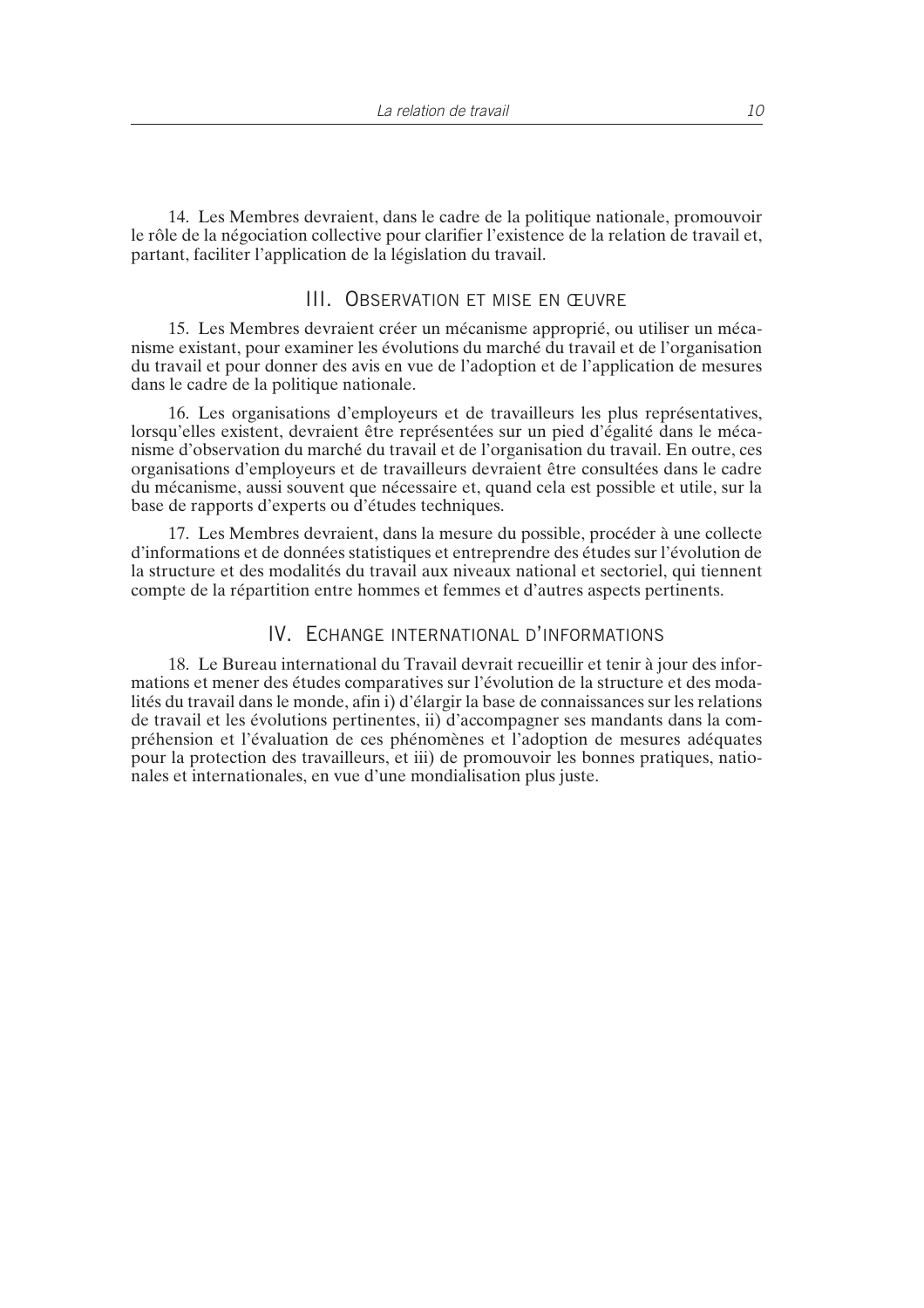14. Les Membres devraient, dans le cadre de la politique nationale, promouvoir le rôle de la négociation collective pour clarifier l'existence de la relation de travail et, partant, faciliter l'application de la législation du travail.

## III. Observation et mise en œuvre

15. Les Membres devraient créer un mécanisme approprié, ou utiliser un mécanisme existant, pour examiner les évolutions du marché du travail et de l'organisation du travail et pour donner des avis en vue de l'adoption et de l'application de mesures dans le cadre de la politique nationale.

16. Les organisations d'employeurs et de travailleurs les plus représentatives, lorsqu'elles existent, devraient être représentées sur un pied d'égalité dans le mécanisme d'observation du marché du travail et de l'organisation du travail. En outre, ces organisations d'employeurs et de travailleurs devraient être consultées dans le cadre du mécanisme, aussi souvent que nécessaire et, quand cela est possible et utile, sur la base de rapports d'experts ou d'études techniques.

17. Les Membres devraient, dans la mesure du possible, procéder à une collecte d'informations et de données statistiques et entreprendre des études sur l'évolution de la structure et des modalités du travail aux niveaux national et sectoriel, qui tiennent compte de la répartition entre hommes et femmes et d'autres aspects pertinents.

## IV. Echange international d'informations

18. Le Bureau international du Travail devrait recueillir et tenir à jour des informations et mener des études comparatives sur l'évolution de la structure et des modalités du travail dans le monde, afin i) d'élargir la base de connaissances sur les relations de travail et les évolutions pertinentes, ii) d'accompagner ses mandants dans la compréhension et l'évaluation de ces phénomènes et l'adoption de mesures adéquates pour la protection des travailleurs, et iii) de promouvoir les bonnes pratiques, nationales et internationales, en vue d'une mondialisation plus juste.